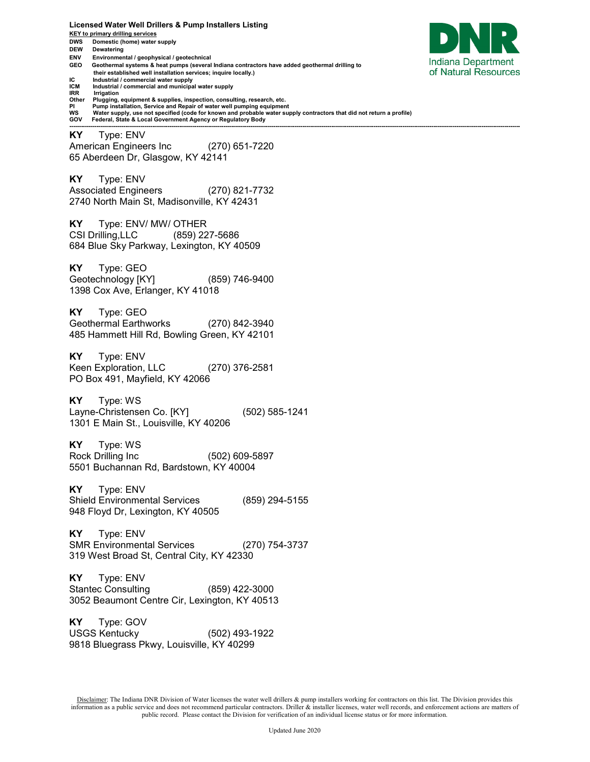# Licensed Water Well Drillers & Pump Installers Listing

DNR
Indiana Department of Natural Resources

**KEY to primary drilling services**

| Code | Description |
|---|---|
| DWS | Domestic (home) water supply |
| DEW | Dewatering |
| ENV | Environmental / geophysical / geotechnical |
| GEO | Geothermal systems & heat pumps (several Indiana contractors have added geothermal drilling to their established well installation services; inquire locally.) |
| IC | Industrial / commercial water supply |
| ICM | Industrial / commercial and municipal water supply |
| IRR | Irrigation |
| Other | Plugging, equipment & supplies, inspection, consulting, research, etc. |
| PI | Pump installation, Service and Repair of water well pumping equipment |
| WS | Water supply, use not specified (code for known and probable water supply contractors that did not return a profile) |
| GOV | Federal, State & Local Government Agency or Regulatory Body |

---

**KY** Type: ENV
American Engineers Inc (270) 651-7220
65 Aberdeen Dr, Glasgow, KY 42141

**KY** Type: ENV
Associated Engineers (270) 821-7732
2740 North Main St, Madisonville, KY 42431

**KY** Type: ENV/ MW/ OTHER
CSI Drilling,LLC (859) 227-5686
684 Blue Sky Parkway, Lexington, KY 40509

**KY** Type: GEO
Geotechnology [KY] (859) 746-9400
1398 Cox Ave, Erlanger, KY 41018

**KY** Type: GEO
Geothermal Earthworks (270) 842-3940
485 Hammett Hill Rd, Bowling Green, KY 42101

**KY** Type: ENV
Keen Exploration, LLC (270) 376-2581
PO Box 491, Mayfield, KY 42066

**KY** Type: WS
Layne-Christensen Co. [KY] (502) 585-1241
1301 E Main St., Louisville, KY 40206

**KY** Type: WS
Rock Drilling Inc (502) 609-5897
5501 Buchannan Rd, Bardstown, KY 40004

**KY** Type: ENV
Shield Environmental Services (859) 294-5155
948 Floyd Dr, Lexington, KY 40505

**KY** Type: ENV
SMR Environmental Services (270) 754-3737
319 West Broad St, Central City, KY 42330

**KY** Type: ENV
Stantec Consulting (859) 422-3000
3052 Beaumont Centre Cir, Lexington, KY 40513

**KY** Type: GOV
USGS Kentucky (502) 493-1922
9818 Bluegrass Pkwy, Louisville, KY 40299

Disclaimer: The Indiana DNR Division of Water licenses the water well drillers & pump installers working for contractors on this list. The Division provides this information as a public service and does not recommend particular contractors. Driller & installer licenses, water well records, and enforcement actions are matters of public record. Please contact the Division for verification of an individual license status or for more information.

Updated June 2020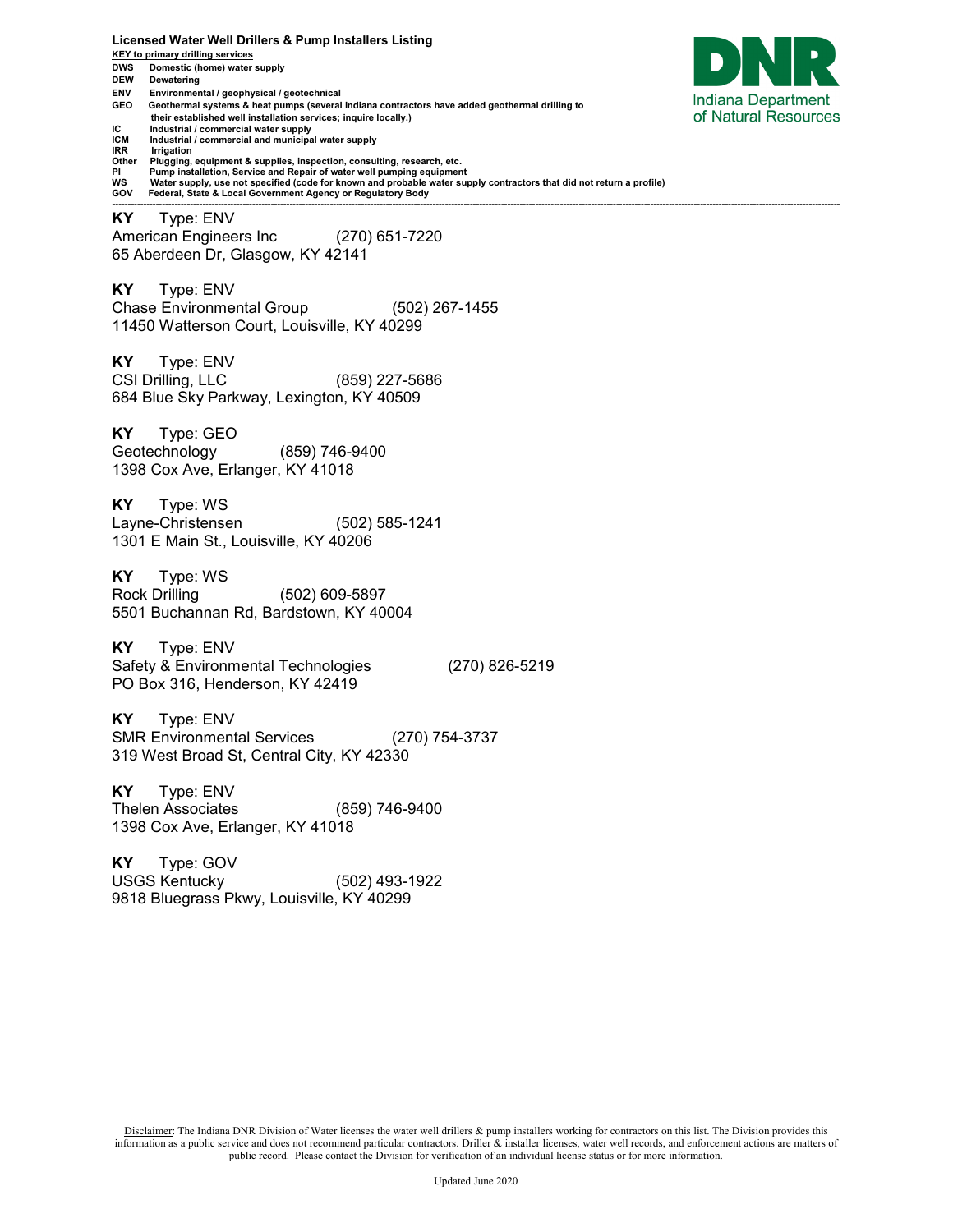**Licensed Water Well Drillers & Pump Installers Listing**

**KEY to primary drilling services**

**DWS** Domestic (home) water supply
**DEW** Dewatering
**ENV** Environmental / geophysical / geotechnical
**GEO** Geothermal systems & heat pumps (several Indiana contractors have added geothermal drilling to their established well installation services; inquire locally.)
**IC** Industrial / commercial water supply
**ICM** Industrial / commercial and municipal water supply
**IRR** Irrigation
**Other** Plugging, equipment & supplies, inspection, consulting, research, etc.
**PI** Pump installation, Service and Repair of water well pumping equipment
**WS** Water supply, use not specified (code for known and probable water supply contractors that did not return a profile)
**GOV** Federal, State & Local Government Agency or Regulatory Body

Indiana Department of Natural Resources

---

**KY** Type: ENV
American Engineers Inc (270) 651-7220
65 Aberdeen Dr, Glasgow, KY 42141

**KY** Type: ENV
Chase Environmental Group (502) 267-1455
11450 Watterson Court, Louisville, KY 40299

**KY** Type: ENV
CSI Drilling, LLC (859) 227-5686
684 Blue Sky Parkway, Lexington, KY 40509

**KY** Type: GEO
Geotechnology (859) 746-9400
1398 Cox Ave, Erlanger, KY 41018

**KY** Type: WS
Layne-Christensen (502) 585-1241
1301 E Main St., Louisville, KY 40206

**KY** Type: WS
Rock Drilling (502) 609-5897
5501 Buchannan Rd, Bardstown, KY 40004

**KY** Type: ENV
Safety & Environmental Technologies (270) 826-5219
PO Box 316, Henderson, KY 42419

**KY** Type: ENV
SMR Environmental Services (270) 754-3737
319 West Broad St, Central City, KY 42330

**KY** Type: ENV
Thelen Associates (859) 746-9400
1398 Cox Ave, Erlanger, KY 41018

**KY** Type: GOV
USGS Kentucky (502) 493-1922
9818 Bluegrass Pkwy, Louisville, KY 40299

Disclaimer: The Indiana DNR Division of Water licenses the water well drillers & pump installers working for contractors on this list. The Division provides this information as a public service and does not recommend particular contractors. Driller & installer licenses, water well records, and enforcement actions are matters of public record. Please contact the Division for verification of an individual license status or for more information.

Updated June 2020